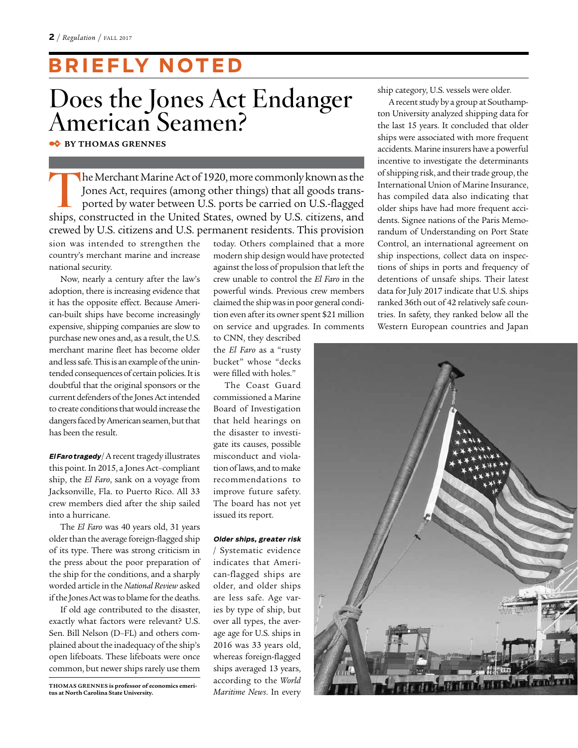# BRIEFLY NOTED

## Does the Jones Act Endanger American Seamen?

**BY THOMAS GRENNES**

The Merchant Marine Act of 1920, more commonly known as the Jones Act, requires (among other things) that all goods transported by water between U.S. ports be carried on U.S.-flagged ships, constructed in the United States, owned by U.S. citizens, and crewed by U.S. citizens and U.S. permanent residents. This provision was intended to strengthen the country's merchant marine and increase national security.

Now, nearly a century after the law's adoption, there is increasing evidence that it has the opposite effect. Because American-built ships have become increasingly expensive, shipping companies are slow to purchase new ones and, as a result, the U.S. merchant marine fleet has become older and less safe. This is an example of the unintended consequences of certain policies. It is doubtful that the original sponsors or the current defenders of the Jones Act intended to create conditions that would increase the dangers faced by American seamen, but that has been the result.

***El Faro* tragedy** / A recent tragedy illustrates this point. In 2015, a Jones Act–compliant ship, the *El Faro*, sank on a voyage from Jacksonville, Fla. to Puerto Rico. All 33 crew members died after the ship sailed into a hurricane.

The *El Faro* was 40 years old, 31 years older than the average foreign-flagged ship of its type. There was strong criticism in the press about the poor preparation of the ship for the conditions, and a sharply worded article in the *National Review* asked if the Jones Act was to blame for the deaths.

If old age contributed to the disaster, exactly what factors were relevant? U.S. Sen. Bill Nelson (D–FL) and others complained about the inadequacy of the ship's open lifeboats. These lifeboats were once common, but newer ships rarely use them today. Others complained that a more modern ship design would have protected against the loss of propulsion that left the crew unable to control the *El Faro* in the powerful winds. Previous crew members claimed the ship was in poor general condition even after its owner spent $21 million on service and upgrades. In comments to CNN, they described the *El Faro* as a "rusty bucket" whose "decks were filled with holes."

The Coast Guard commissioned a Marine Board of Investigation that held hearings on the disaster to investigate its causes, possible misconduct and violation of laws, and to make recommendations to improve future safety. The board has not yet issued its report.

***Older ships, greater risk*** / Systematic evidence indicates that American-flagged ships are older, and older ships are less safe. Age varies by type of ship, but over all types, the average age for U.S. ships in 2016 was 33 years old, whereas foreign-flagged ships averaged 13 years, according to the *World Maritime News*. In every ship category, U.S. vessels were older.

A recent study by a group at Southampton University analyzed shipping data for the last 15 years. It concluded that older ships were associated with more frequent accidents. Marine insurers have a powerful incentive to investigate the determinants of shipping risk, and their trade group, the International Union of Marine Insurance, has compiled data also indicating that older ships have had more frequent accidents. Signee nations of the Paris Memorandum of Understanding on Port State Control, an international agreement on ship inspections, collect data on inspections of ships in ports and frequency of detentions of unsafe ships. Their latest data for July 2017 indicate that U.S. ships ranked 36th out of 42 relatively safe countries. In safety, they ranked below all the Western European countries and Japan

THOMAS GRENNES is professor of economics emeritus at North Carolina State University.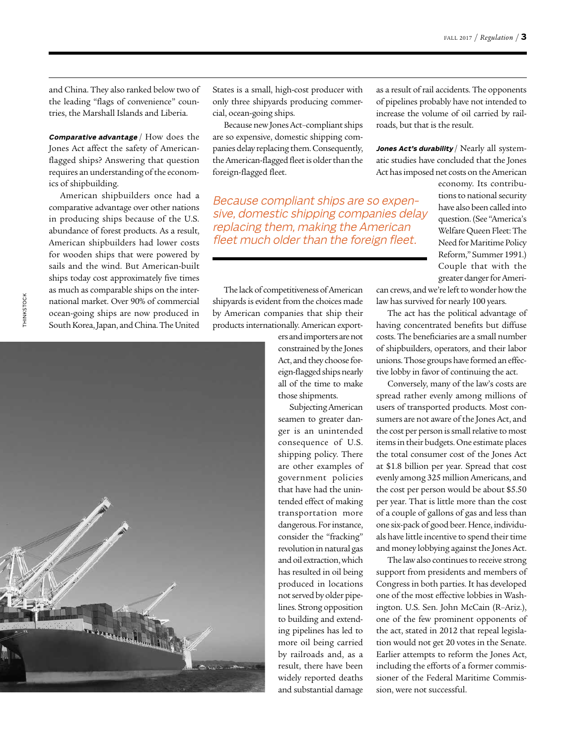and China. They also ranked below two of the leading "flags of convenience" countries, the Marshall Islands and Liberia.

***Comparative advantage*** / How does the Jones Act affect the safety of American-flagged ships? Answering that question requires an understanding of the economics of shipbuilding.

American shipbuilders once had a comparative advantage over other nations in producing ships because of the U.S. abundance of forest products. As a result, American shipbuilders had lower costs for wooden ships that were powered by sails and the wind. But American-built ships today cost approximately five times as much as comparable ships on the international market. Over 90% of commercial ocean-going ships are now produced in South Korea, Japan, and China. The United States is a small, high-cost producer with only three shipyards producing commercial, ocean-going ships.

Because new Jones Act–compliant ships are so expensive, domestic shipping companies delay replacing them. Consequently, the American-flagged fleet is older than the foreign-flagged fleet.

*Because compliant ships are so expensive, domestic shipping companies delay replacing them, making the American fleet much older than the foreign fleet.*

The lack of competitiveness of American shipyards is evident from the choices made by American companies that ship their products internationally. American exporters and importers are not constrained by the Jones Act, and they choose foreign-flagged ships nearly all of the time to make those shipments.

Subjecting American seamen to greater danger is an unintended consequence of U.S. shipping policy. There are other examples of government policies that have had the unintended effect of making transportation more dangerous. For instance, consider the "fracking" revolution in natural gas and oil extraction, which has resulted in oil being produced in locations not served by older pipelines. Strong opposition to building and extending pipelines has led to more oil being carried by railroads and, as a result, there have been widely reported deaths and substantial damage as a result of rail accidents. The opponents of pipelines probably have not intended to increase the volume of oil carried by railroads, but that is the result.

***Jones Act's durability*** / Nearly all systematic studies have concluded that the Jones Act has imposed net costs on the American economy. Its contributions to national security have also been called into question. (See "America's Welfare Queen Fleet: The Need for Maritime Policy Reform," Summer 1991.) Couple that with the greater danger for American crews, and we're left to wonder how the law has survived for nearly 100 years.

The act has the political advantage of having concentrated benefits but diffuse costs. The beneficiaries are a small number of shipbuilders, operators, and their labor unions. Those groups have formed an effective lobby in favor of continuing the act.

Conversely, many of the law's costs are spread rather evenly among millions of users of transported products. Most consumers are not aware of the Jones Act, and the cost per person is small relative to most items in their budgets. One estimate places the total consumer cost of the Jones Act at $1.8 billion per year. Spread that cost evenly among 325 million Americans, and the cost per person would be about $5.50 per year. That is little more than the cost of a couple of gallons of gas and less than one six-pack of good beer. Hence, individuals have little incentive to spend their time and money lobbying against the Jones Act.

The law also continues to receive strong support from presidents and members of Congress in both parties. It has developed one of the most effective lobbies in Washington. U.S. Sen. John McCain (R–Ariz.), one of the few prominent opponents of the act, stated in 2012 that repeal legislation would not get 20 votes in the Senate. Earlier attempts to reform the Jones Act, including the efforts of a former commissioner of the Federal Maritime Commission, were not successful.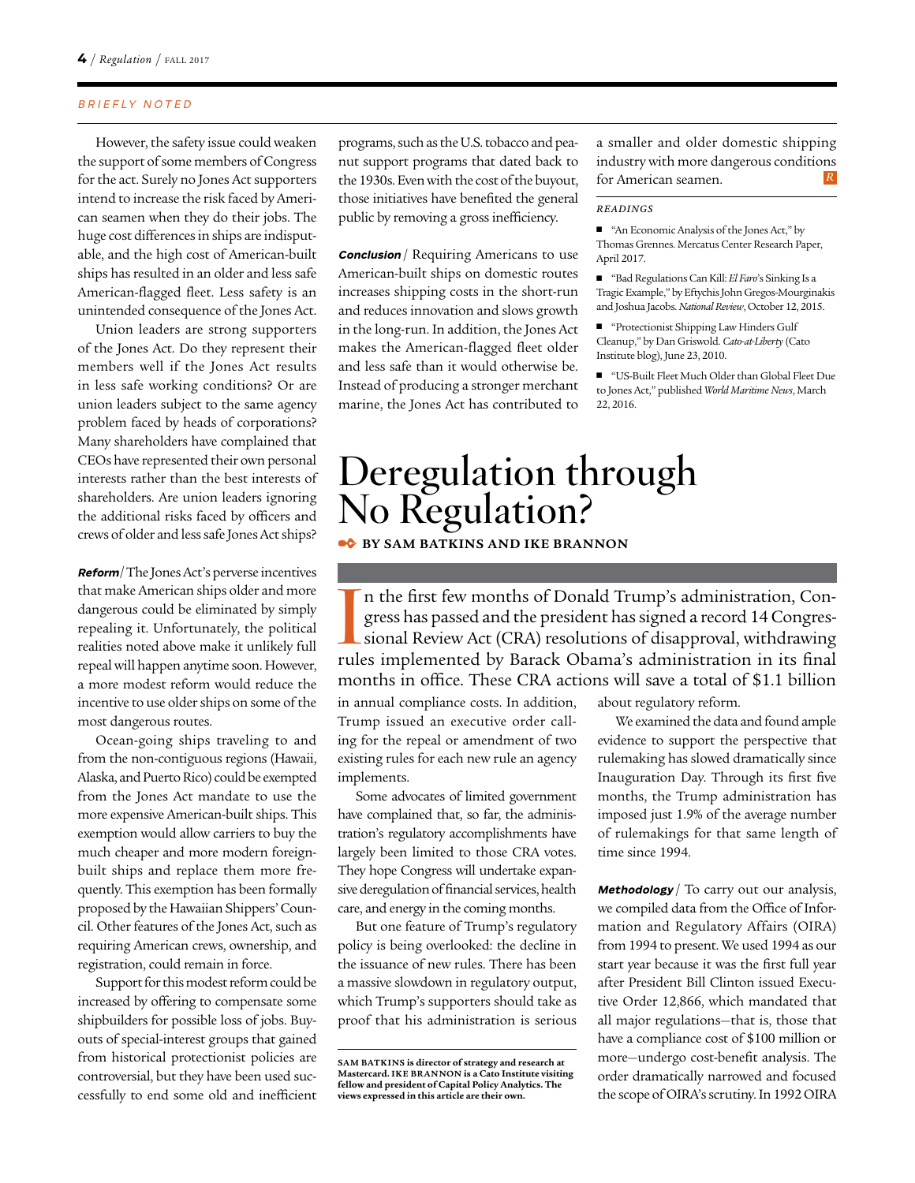However, the safety issue could weaken the support of some members of Congress for the act. Surely no Jones Act supporters intend to increase the risk faced by American seamen when they do their jobs. The huge cost differences in ships are indisputable, and the high cost of American-built ships has resulted in an older and less safe American-flagged fleet. Less safety is an unintended consequence of the Jones Act.

Union leaders are strong supporters of the Jones Act. Do they represent their members well if the Jones Act results in less safe working conditions? Or are union leaders subject to the same agency problem faced by heads of corporations? Many shareholders have complained that CEOs have represented their own personal interests rather than the best interests of shareholders. Are union leaders ignoring the additional risks faced by officers and crews of older and less safe Jones Act ships?

***Reform*** / The Jones Act's perverse incentives that make American ships older and more dangerous could be eliminated by simply repealing it. Unfortunately, the political realities noted above make it unlikely full repeal will happen anytime soon. However, a more modest reform would reduce the incentive to use older ships on some of the most dangerous routes.

Ocean-going ships traveling to and from the non-contiguous regions (Hawaii, Alaska, and Puerto Rico) could be exempted from the Jones Act mandate to use the more expensive American-built ships. This exemption would allow carriers to buy the much cheaper and more modern foreign-built ships and replace them more frequently. This exemption has been formally proposed by the Hawaiian Shippers' Council. Other features of the Jones Act, such as requiring American crews, ownership, and registration, could remain in force.

Support for this modest reform could be increased by offering to compensate some shipbuilders for possible loss of jobs. Buyouts of special-interest groups that gained from historical protectionist policies are controversial, but they have been used successfully to end some old and inefficient programs, such as the U.S. tobacco and peanut support programs that dated back to the 1930s. Even with the cost of the buyout, those initiatives have benefited the general public by removing a gross inefficiency.

***Conclusion*** / Requiring Americans to use American-built ships on domestic routes increases shipping costs in the short-run and reduces innovation and slows growth in the long-run. In addition, the Jones Act makes the American-flagged fleet older and less safe than it would otherwise be. Instead of producing a stronger merchant marine, the Jones Act has contributed to a smaller and older domestic shipping industry with more dangerous conditions for American seamen.

*READINGS*

- "An Economic Analysis of the Jones Act," by Thomas Grennes. Mercatus Center Research Paper, April 2017.
- "Bad Regulations Can Kill: *El Faro*'s Sinking Is a Tragic Example," by Eftychis John Gregos-Mourginakis and Joshua Jacobs. *National Review*, October 12, 2015.
- "Protectionist Shipping Law Hinders Gulf Cleanup," by Dan Griswold. *Cato-at-Liberty* (Cato Institute blog), June 23, 2010.
- "US-Built Fleet Much Older than Global Fleet Due to Jones Act," published *World Maritime News*, March 22, 2016.

# Deregulation through No Regulation?

**BY SAM BATKINS AND IKE BRANNON**

In the first few months of Donald Trump's administration, Congress has passed and the president has signed a record 14 Congressional Review Act (CRA) resolutions of disapproval, withdrawing rules implemented by Barack Obama's administration in its final months in office. These CRA actions will save a total of $1.1 billion in annual compliance costs. In addition, Trump issued an executive order calling for the repeal or amendment of two existing rules for each new rule an agency implements.

Some advocates of limited government have complained that, so far, the administration's regulatory accomplishments have largely been limited to those CRA votes. They hope Congress will undertake expansive deregulation of financial services, health care, and energy in the coming months.

But one feature of Trump's regulatory policy is being overlooked: the decline in the issuance of new rules. There has been a massive slowdown in regulatory output, which Trump's supporters should take as proof that his administration is serious about regulatory reform.

We examined the data and found ample evidence to support the perspective that rulemaking has slowed dramatically since Inauguration Day. Through its first five months, the Trump administration has imposed just 1.9% of the average number of rulemakings for that same length of time since 1994.

***Methodology*** / To carry out our analysis, we compiled data from the Office of Information and Regulatory Affairs (OIRA) from 1994 to present. We used 1994 as our start year because it was the first full year after President Bill Clinton issued Executive Order 12,866, which mandated that all major regulations—that is, those that have a compliance cost of $100 million or more—undergo cost-benefit analysis. The order dramatically narrowed and focused the scope of OIRA's scrutiny. In 1992 OIRA

**SAM BATKINS is director of strategy and research at Mastercard. IKE BRANNON is a Cato Institute visiting fellow and president of Capital Policy Analytics. The views expressed in this article are their own.**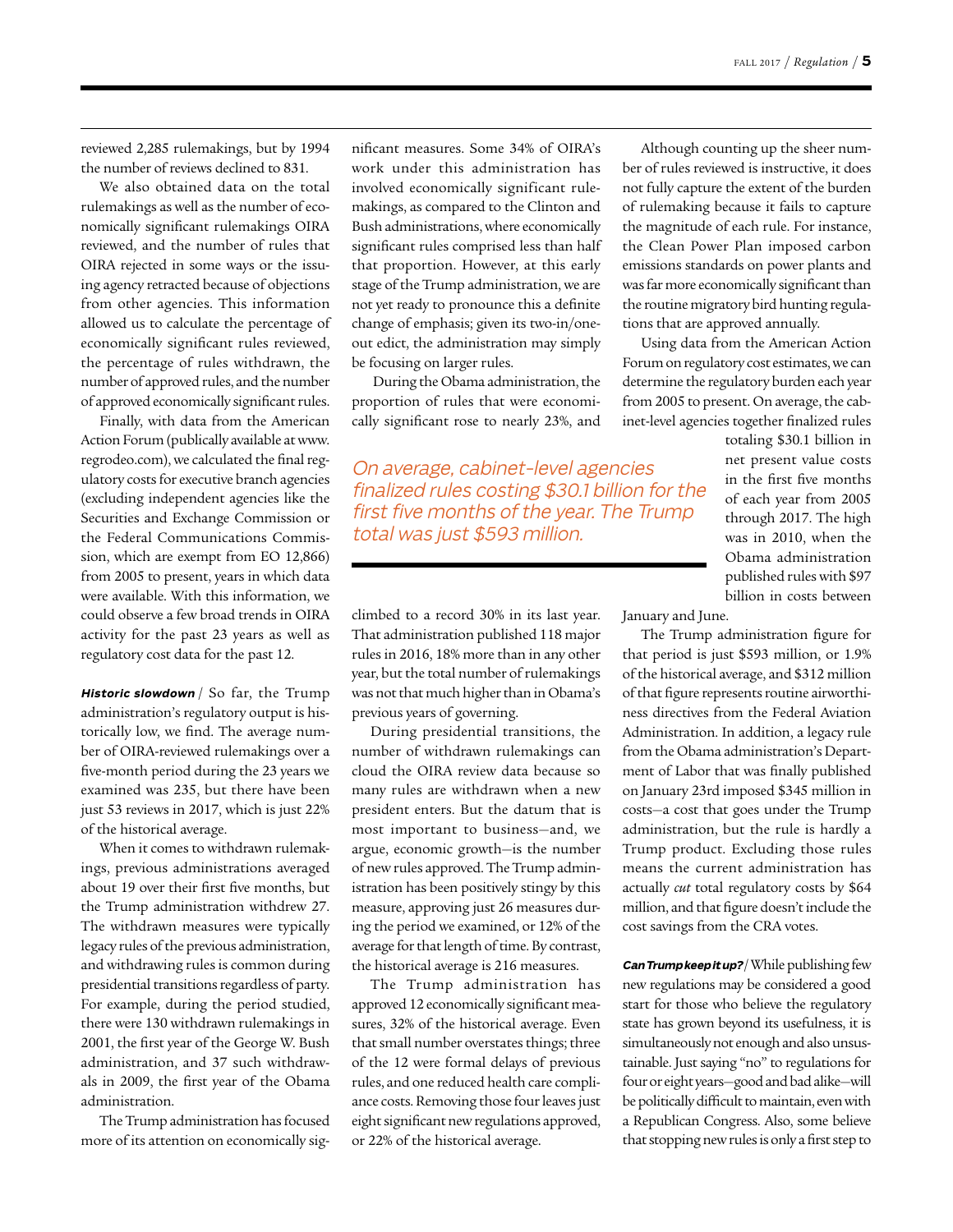reviewed 2,285 rulemakings, but by 1994 the number of reviews declined to 831.

We also obtained data on the total rulemakings as well as the number of economically significant rulemakings OIRA reviewed, and the number of rules that OIRA rejected in some ways or the issuing agency retracted because of objections from other agencies. This information allowed us to calculate the percentage of economically significant rules reviewed, the percentage of rules withdrawn, the number of approved rules, and the number of approved economically significant rules.

Finally, with data from the American Action Forum (publically available at www.regrodeo.com), we calculated the final regulatory costs for executive branch agencies (excluding independent agencies like the Securities and Exchange Commission or the Federal Communications Commission, which are exempt from EO 12,866) from 2005 to present, years in which data were available. With this information, we could observe a few broad trends in OIRA activity for the past 23 years as well as regulatory cost data for the past 12.

***Historic slowdown*** / So far, the Trump administration's regulatory output is historically low, we find. The average number of OIRA-reviewed rulemakings over a five-month period during the 23 years we examined was 235, but there have been just 53 reviews in 2017, which is just 22% of the historical average.

When it comes to withdrawn rulemakings, previous administrations averaged about 19 over their first five months, but the Trump administration withdrew 27. The withdrawn measures were typically legacy rules of the previous administration, and withdrawing rules is common during presidential transitions regardless of party. For example, during the period studied, there were 130 withdrawn rulemakings in 2001, the first year of the George W. Bush administration, and 37 such withdrawals in 2009, the first year of the Obama administration.

The Trump administration has focused more of its attention on economically significant measures. Some 34% of OIRA's work under this administration has involved economically significant rulemakings, as compared to the Clinton and Bush administrations, where economically significant rules comprised less than half that proportion. However, at this early stage of the Trump administration, we are not yet ready to pronounce this a definite change of emphasis; given its two-in/one-out edict, the administration may simply be focusing on larger rules.

During the Obama administration, the proportion of rules that were economically significant rose to nearly 23%, and climbed to a record 30% in its last year. That administration published 118 major rules in 2016, 18% more than in any other year, but the total number of rulemakings was not that much higher than in Obama's previous years of governing.

*On average, cabinet-level agencies finalized rules costing $30.1 billion for the first five months of the year. The Trump total was just $593 million.*

During presidential transitions, the number of withdrawn rulemakings can cloud the OIRA review data because so many rules are withdrawn when a new president enters. But the datum that is most important to business—and, we argue, economic growth—is the number of new rules approved. The Trump administration has been positively stingy by this measure, approving just 26 measures during the period we examined, or 12% of the average for that length of time. By contrast, the historical average is 216 measures.

The Trump administration has approved 12 economically significant measures, 32% of the historical average. Even that small number overstates things; three of the 12 were formal delays of previous rules, and one reduced health care compliance costs. Removing those four leaves just eight significant new regulations approved, or 22% of the historical average.

Although counting up the sheer number of rules reviewed is instructive, it does not fully capture the extent of the burden of rulemaking because it fails to capture the magnitude of each rule. For instance, the Clean Power Plan imposed carbon emissions standards on power plants and was far more economically significant than the routine migratory bird hunting regulations that are approved annually.

Using data from the American Action Forum on regulatory cost estimates, we can determine the regulatory burden each year from 2005 to present. On average, the cabinet-level agencies together finalized rules totaling $30.1 billion in net present value costs in the first five months of each year from 2005 through 2017. The high was in 2010, when the Obama administration published rules with $97 billion in costs between January and June.

The Trump administration figure for that period is just $593 million, or 1.9% of the historical average, and $312 million of that figure represents routine airworthiness directives from the Federal Aviation Administration. In addition, a legacy rule from the Obama administration's Department of Labor that was finally published on January 23rd imposed $345 million in costs—a cost that goes under the Trump administration, but the rule is hardly a Trump product. Excluding those rules means the current administration has actually *cut* total regulatory costs by $64 million, and that figure doesn't include the cost savings from the CRA votes.

***Can Trump keep it up?*** / While publishing few new regulations may be considered a good start for those who believe the regulatory state has grown beyond its usefulness, it is simultaneously not enough and also unsustainable. Just saying "no" to regulations for four or eight years—good and bad alike—will be politically difficult to maintain, even with a Republican Congress. Also, some believe that stopping new rules is only a first step to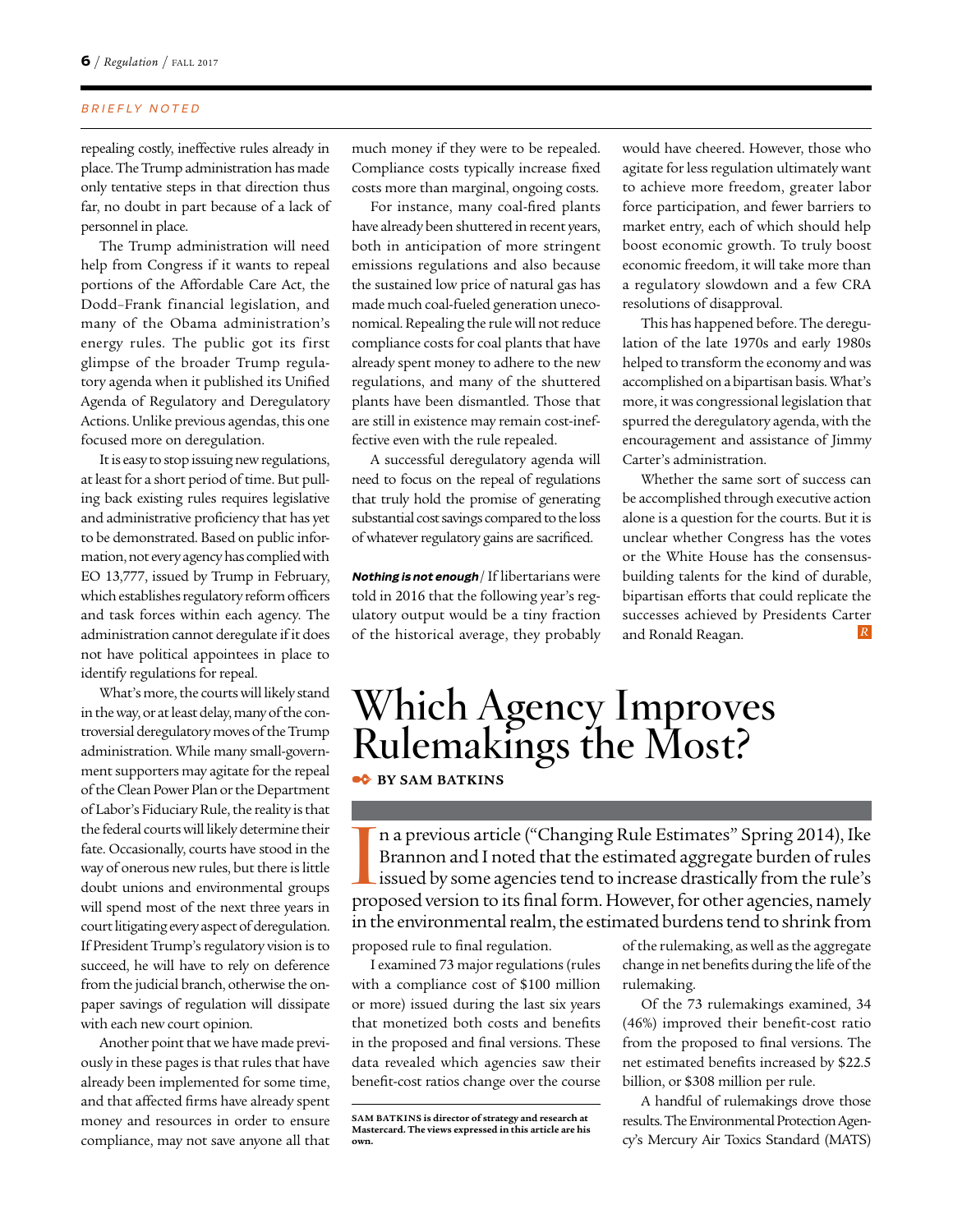repealing costly, ineffective rules already in place. The Trump administration has made only tentative steps in that direction thus far, no doubt in part because of a lack of personnel in place.

The Trump administration will need help from Congress if it wants to repeal portions of the Affordable Care Act, the Dodd–Frank financial legislation, and many of the Obama administration's energy rules. The public got its first glimpse of the broader Trump regulatory agenda when it published its Unified Agenda of Regulatory and Deregulatory Actions. Unlike previous agendas, this one focused more on deregulation.

It is easy to stop issuing new regulations, at least for a short period of time. But pulling back existing rules requires legislative and administrative proficiency that has yet to be demonstrated. Based on public information, not every agency has complied with EO 13,777, issued by Trump in February, which establishes regulatory reform officers and task forces within each agency. The administration cannot deregulate if it does not have political appointees in place to identify regulations for repeal.

What's more, the courts will likely stand in the way, or at least delay, many of the controversial deregulatory moves of the Trump administration. While many small-government supporters may agitate for the repeal of the Clean Power Plan or the Department of Labor's Fiduciary Rule, the reality is that the federal courts will likely determine their fate. Occasionally, courts have stood in the way of onerous new rules, but there is little doubt unions and environmental groups will spend most of the next three years in court litigating every aspect of deregulation. If President Trump's regulatory vision is to succeed, he will have to rely on deference from the judicial branch, otherwise the on-paper savings of regulation will dissipate with each new court opinion.

Another point that we have made previously in these pages is that rules that have already been implemented for some time, and that affected firms have already spent money and resources in order to ensure compliance, may not save anyone all that much money if they were to be repealed. Compliance costs typically increase fixed costs more than marginal, ongoing costs.

For instance, many coal-fired plants have already been shuttered in recent years, both in anticipation of more stringent emissions regulations and also because the sustained low price of natural gas has made much coal-fueled generation uneconomical. Repealing the rule will not reduce compliance costs for coal plants that have already spent money to adhere to the new regulations, and many of the shuttered plants have been dismantled. Those that are still in existence may remain cost-ineffective even with the rule repealed.

A successful deregulatory agenda will need to focus on the repeal of regulations that truly hold the promise of generating substantial cost savings compared to the loss of whatever regulatory gains are sacrificed.

***Nothing is not enough*** / If libertarians were told in 2016 that the following year's regulatory output would be a tiny fraction of the historical average, they probably would have cheered. However, those who agitate for less regulation ultimately want to achieve more freedom, greater labor force participation, and fewer barriers to market entry, each of which should help boost economic growth. To truly boost economic freedom, it will take more than a regulatory slowdown and a few CRA resolutions of disapproval.

This has happened before. The deregulation of the late 1970s and early 1980s helped to transform the economy and was accomplished on a bipartisan basis. What's more, it was congressional legislation that spurred the deregulatory agenda, with the encouragement and assistance of Jimmy Carter's administration.

Whether the same sort of success can be accomplished through executive action alone is a question for the courts. But it is unclear whether Congress has the votes or the White House has the consensus-building talents for the kind of durable, bipartisan efforts that could replicate the successes achieved by Presidents Carter and Ronald Reagan.

# Which Agency Improves Rulemakings the Most?

**BY SAM BATKINS**

In a previous article ("Changing Rule Estimates" Spring 2014), Ike Brannon and I noted that the estimated aggregate burden of rules issued by some agencies tend to increase drastically from the rule's proposed version to its final form. However, for other agencies, namely in the environmental realm, the estimated burdens tend to shrink from proposed rule to final regulation.

I examined 73 major regulations (rules with a compliance cost of $100 million or more) issued during the last six years that monetized both costs and benefits in the proposed and final versions. These data revealed which agencies saw their benefit-cost ratios change over the course of the rulemaking, as well as the aggregate change in net benefits during the life of the rulemaking.

Of the 73 rulemakings examined, 34 (46%) improved their benefit-cost ratio from the proposed to final versions. The net estimated benefits increased by $22.5 billion, or $308 million per rule.

A handful of rulemakings drove those results. The Environmental Protection Agency's Mercury Air Toxics Standard (MATS)

**SAM BATKINS is director of strategy and research at Mastercard. The views expressed in this article are his own.**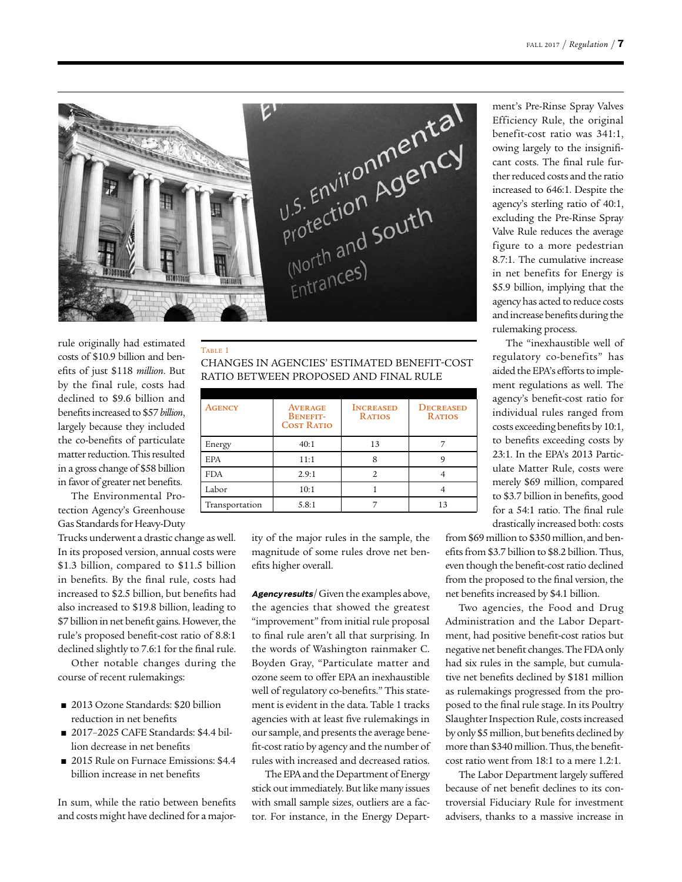rule originally had estimated costs of \$10.9 billion and benefits of just \$118 *million*. But by the final rule, costs had declined to \$9.6 billion and benefits increased to \$57 *billion*, largely because they included the co-benefits of particulate matter reduction. This resulted in a gross change of \$58 billion in favor of greater net benefits.

The Environmental Protection Agency's Greenhouse Gas Standards for Heavy-Duty Trucks underwent a drastic change as well. In its proposed version, annual costs were \$1.3 billion, compared to \$11.5 billion in benefits. By the final rule, costs had increased to \$2.5 billion, but benefits had also increased to \$19.8 billion, leading to \$7 billion in net benefit gains. However, the rule's proposed benefit-cost ratio of 8.8:1 declined slightly to 7.6:1 for the final rule.

Other notable changes during the course of recent rulemakings:

- 2013 Ozone Standards: \$20 billion reduction in net benefits
- 2017–2025 CAFE Standards: \$4.4 billion decrease in net benefits
- 2015 Rule on Furnace Emissions: \$4.4 billion increase in net benefits

In sum, while the ratio between benefits and costs might have declined for a majority of the major rules in the sample, the magnitude of some rules drove net benefits higher overall.

Table 1

CHANGES IN AGENCIES' ESTIMATED BENEFIT-COST RATIO BETWEEN PROPOSED AND FINAL RULE

| Agency | Average Benefit-Cost Ratio | Increased Ratios | Decreased Ratios |
|---|---|---|---|
| Energy | 40:1 | 13 | 7 |
| EPA | 11:1 | 8 | 9 |
| FDA | 2.9:1 | 2 | 4 |
| Labor | 10:1 | 1 | 4 |
| Transportation | 5.8:1 | 7 | 13 |

***Agency results*** / Given the examples above, the agencies that showed the greatest "improvement" from initial rule proposal to final rule aren't all that surprising. In the words of Washington rainmaker C. Boyden Gray, "Particulate matter and ozone seem to offer EPA an inexhaustible well of regulatory co-benefits." This statement is evident in the data. Table 1 tracks agencies with at least five rulemakings in our sample, and presents the average benefit-cost ratio by agency and the number of rules with increased and decreased ratios.

The EPA and the Department of Energy stick out immediately. But like many issues with small sample sizes, outliers are a factor. For instance, in the Energy Department's Pre-Rinse Spray Valves Efficiency Rule, the original benefit-cost ratio was 341:1, owing largely to the insignificant costs. The final rule further reduced costs and the ratio increased to 646:1. Despite the agency's sterling ratio of 40:1, excluding the Pre-Rinse Spray Valve Rule reduces the average figure to a more pedestrian 8.7:1. The cumulative increase in net benefits for Energy is \$5.9 billion, implying that the agency has acted to reduce costs and increase benefits during the rulemaking process.

The "inexhaustible well of regulatory co-benefits" has aided the EPA's efforts to implement regulations as well. The agency's benefit-cost ratio for individual rules ranged from costs exceeding benefits by 10:1, to benefits exceeding costs by 23:1. In the EPA's 2013 Particulate Matter Rule, costs were merely \$69 million, compared to \$3.7 billion in benefits, good for a 54:1 ratio. The final rule drastically increased both: costs from \$69 million to \$350 million, and benefits from \$3.7 billion to \$8.2 billion. Thus, even though the benefit-cost ratio declined from the proposed to the final version, the net benefits increased by \$4.1 billion.

Two agencies, the Food and Drug Administration and the Labor Department, had positive benefit-cost ratios but negative net benefit changes. The FDA only had six rules in the sample, but cumulative net benefits declined by \$181 million as rulemakings progressed from the proposed to the final rule stage. In its Poultry Slaughter Inspection Rule, costs increased by only \$5 million, but benefits declined by more than \$340 million. Thus, the benefit-cost ratio went from 18:1 to a mere 1.2:1.

The Labor Department largely suffered because of net benefit declines to its controversial Fiduciary Rule for investment advisers, thanks to a massive increase in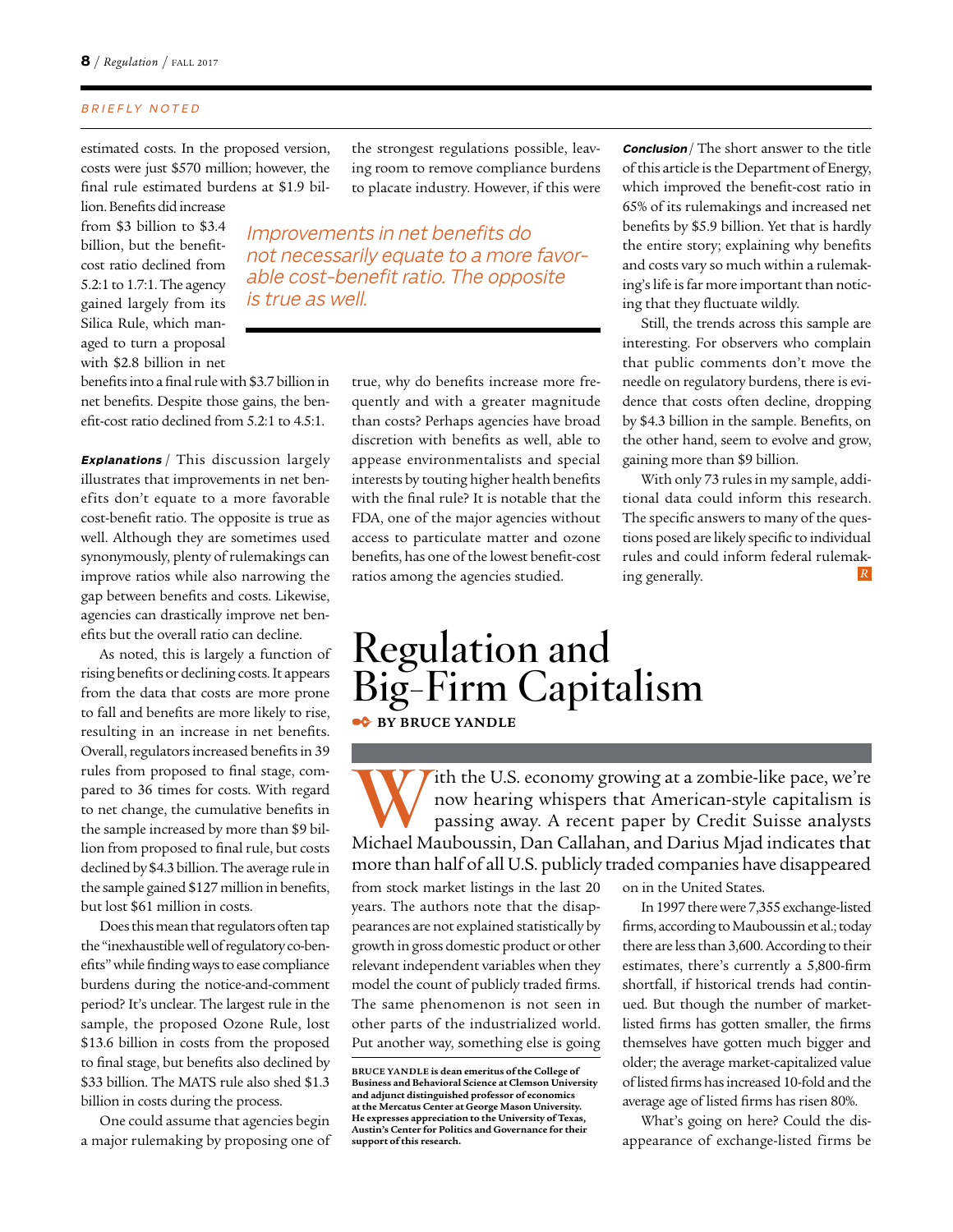estimated costs. In the proposed version, costs were just $570 million; however, the final rule estimated burdens at $1.9 billion. Benefits did increase from $3 billion to $3.4 billion, but the benefit-cost ratio declined from 5.2:1 to 1.7:1. The agency gained largely from its Silica Rule, which managed to turn a proposal with $2.8 billion in net benefits into a final rule with $3.7 billion in net benefits. Despite those gains, the benefit-cost ratio declined from 5.2:1 to 4.5:1.

***Explanations*** / This discussion largely illustrates that improvements in net benefits don't equate to a more favorable cost-benefit ratio. The opposite is true as well. Although they are sometimes used synonymously, plenty of rulemakings can improve ratios while also narrowing the gap between benefits and costs. Likewise, agencies can drastically improve net benefits but the overall ratio can decline.

As noted, this is largely a function of rising benefits or declining costs. It appears from the data that costs are more prone to fall and benefits are more likely to rise, resulting in an increase in net benefits. Overall, regulators increased benefits in 39 rules from proposed to final stage, compared to 36 times for costs. With regard to net change, the cumulative benefits in the sample increased by more than $9 billion from proposed to final rule, but costs declined by $4.3 billion. The average rule in the sample gained $127 million in benefits, but lost $61 million in costs.

Does this mean that regulators often tap the "inexhaustible well of regulatory co-benefits" while finding ways to ease compliance burdens during the notice-and-comment period? It's unclear. The largest rule in the sample, the proposed Ozone Rule, lost $13.6 billion in costs from the proposed to final stage, but benefits also declined by $33 billion. The MATS rule also shed $1.3 billion in costs during the process.

One could assume that agencies begin a major rulemaking by proposing one of the strongest regulations possible, leaving room to remove compliance burdens to placate industry. However, if this were true, why do benefits increase more frequently and with a greater magnitude than costs? Perhaps agencies have broad discretion with benefits as well, able to appease environmentalists and special interests by touting higher health benefits with the final rule? It is notable that the FDA, one of the major agencies without access to particulate matter and ozone benefits, has one of the lowest benefit-cost ratios among the agencies studied.

*Improvements in net benefits do not necessarily equate to a more favorable cost-benefit ratio. The opposite is true as well.*

***Conclusion*** / The short answer to the title of this article is the Department of Energy, which improved the benefit-cost ratio in 65% of its rulemakings and increased net benefits by $5.9 billion. Yet that is hardly the entire story; explaining why benefits and costs vary so much within a rulemaking's life is far more important than noticing that they fluctuate wildly.

Still, the trends across this sample are interesting. For observers who complain that public comments don't move the needle on regulatory burdens, there is evidence that costs often decline, dropping by $4.3 billion in the sample. Benefits, on the other hand, seem to evolve and grow, gaining more than $9 billion.

With only 73 rules in my sample, additional data could inform this research. The specific answers to many of the questions posed are likely specific to individual rules and could inform federal rulemaking generally.

# Regulation and Big-Firm Capitalism

**BY BRUCE YANDLE**

With the U.S. economy growing at a zombie-like pace, we're now hearing whispers that American-style capitalism is passing away. A recent paper by Credit Suisse analysts Michael Mauboussin, Dan Callahan, and Darius Mjad indicates that more than half of all U.S. publicly traded companies have disappeared from stock market listings in the last 20 years. The authors note that the disappearances are not explained statistically by growth in gross domestic product or other relevant independent variables when they model the count of publicly traded firms. The same phenomenon is not seen in other parts of the industrialized world. Put another way, something else is going on in the United States.

In 1997 there were 7,355 exchange-listed firms, according to Mauboussin et al.; today there are less than 3,600. According to their estimates, there's currently a 5,800-firm shortfall, if historical trends had continued. But though the number of market-listed firms has gotten smaller, the firms themselves have gotten much bigger and older; the average market-capitalized value of listed firms has increased 10-fold and the average age of listed firms has risen 80%.

What's going on here? Could the disappearance of exchange-listed firms be

**BRUCE YANDLE is dean emeritus of the College of Business and Behavioral Science at Clemson University and adjunct distinguished professor of economics at the Mercatus Center at George Mason University. He expresses appreciation to the University of Texas, Austin's Center for Politics and Governance for their support of this research.**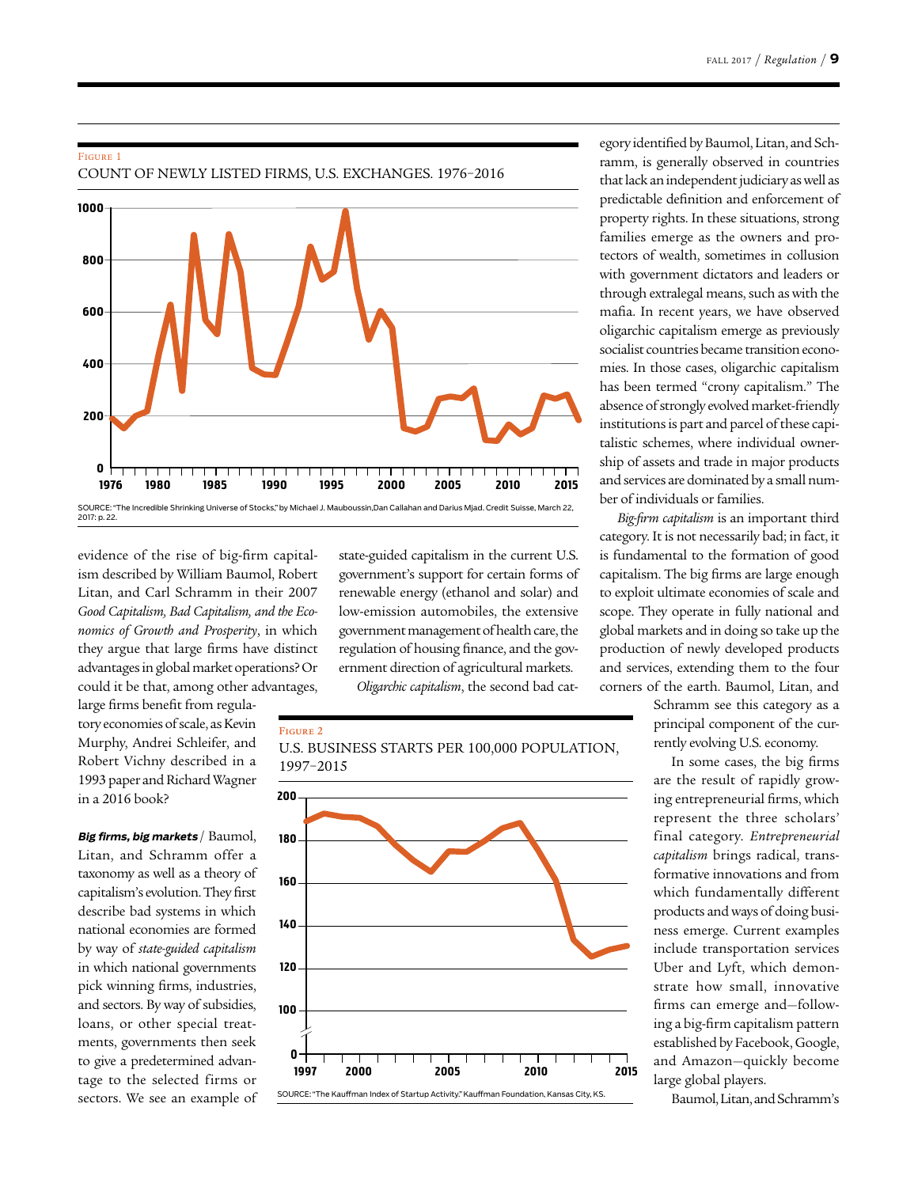FIGURE 1

COUNT OF NEWLY LISTED FIRMS, U.S. EXCHANGES. 1976–2016

SOURCE: "The Incredible Shrinking Universe of Stocks," by Michael J. Mauboussin, Dan Callahan and Darius Mjad. Credit Suisse, March 22, 2017: p. 22.

evidence of the rise of big-firm capitalism described by William Baumol, Robert Litan, and Carl Schramm in their 2007 *Good Capitalism, Bad Capitalism, and the Economics of Growth and Prosperity*, in which they argue that large firms have distinct advantages in global market operations? Or could it be that, among other advantages, large firms benefit from regulatory economies of scale, as Kevin Murphy, Andrei Schleifer, and Robert Vichny described in a 1993 paper and Richard Wagner in a 2016 book?

***Big firms, big markets*** / Baumol, Litan, and Schramm offer a taxonomy as well as a theory of capitalism's evolution. They first describe bad systems in which national economies are formed by way of *state-guided capitalism* in which national governments pick winning firms, industries, and sectors. By way of subsidies, loans, or other special treatments, governments then seek to give a predetermined advantage to the selected firms or sectors. We see an example of state-guided capitalism in the current U.S. government's support for certain forms of renewable energy (ethanol and solar) and low-emission automobiles, the extensive government management of health care, the regulation of housing finance, and the government direction of agricultural markets.

*Oligarchic capitalism*, the second bad category identified by Baumol, Litan, and Schramm, is generally observed in countries that lack an independent judiciary as well as predictable definition and enforcement of property rights. In these situations, strong families emerge as the owners and protectors of wealth, sometimes in collusion with government dictators and leaders or through extralegal means, such as with the mafia. In recent years, we have observed oligarchic capitalism emerge as previously socialist countries became transition economies. In those cases, oligarchic capitalism has been termed "crony capitalism." The absence of strongly evolved market-friendly institutions is part and parcel of these capitalistic schemes, where individual ownership of assets and trade in major products and services are dominated by a small number of individuals or families.

*Big-firm capitalism* is an important third category. It is not necessarily bad; in fact, it is fundamental to the formation of good capitalism. The big firms are large enough to exploit ultimate economies of scale and scope. They operate in fully national and global markets and in doing so take up the production of newly developed products and services, extending them to the four corners of the earth. Baumol, Litan, and Schramm see this category as a principal component of the currently evolving U.S. economy.

In some cases, the big firms are the result of rapidly growing entrepreneurial firms, which represent the three scholars' final category. *Entrepreneurial capitalism* brings radical, transformative innovations and from which fundamentally different products and ways of doing business emerge. Current examples include transportation services Uber and Lyft, which demonstrate how small, innovative firms can emerge and—following a big-firm capitalism pattern established by Facebook, Google, and Amazon—quickly become large global players.

FIGURE 2

U.S. BUSINESS STARTS PER 100,000 POPULATION, 1997–2015

SOURCE: "The Kauffman Index of Startup Activity." Kauffman Foundation, Kansas City, KS.

Baumol, Litan, and Schramm's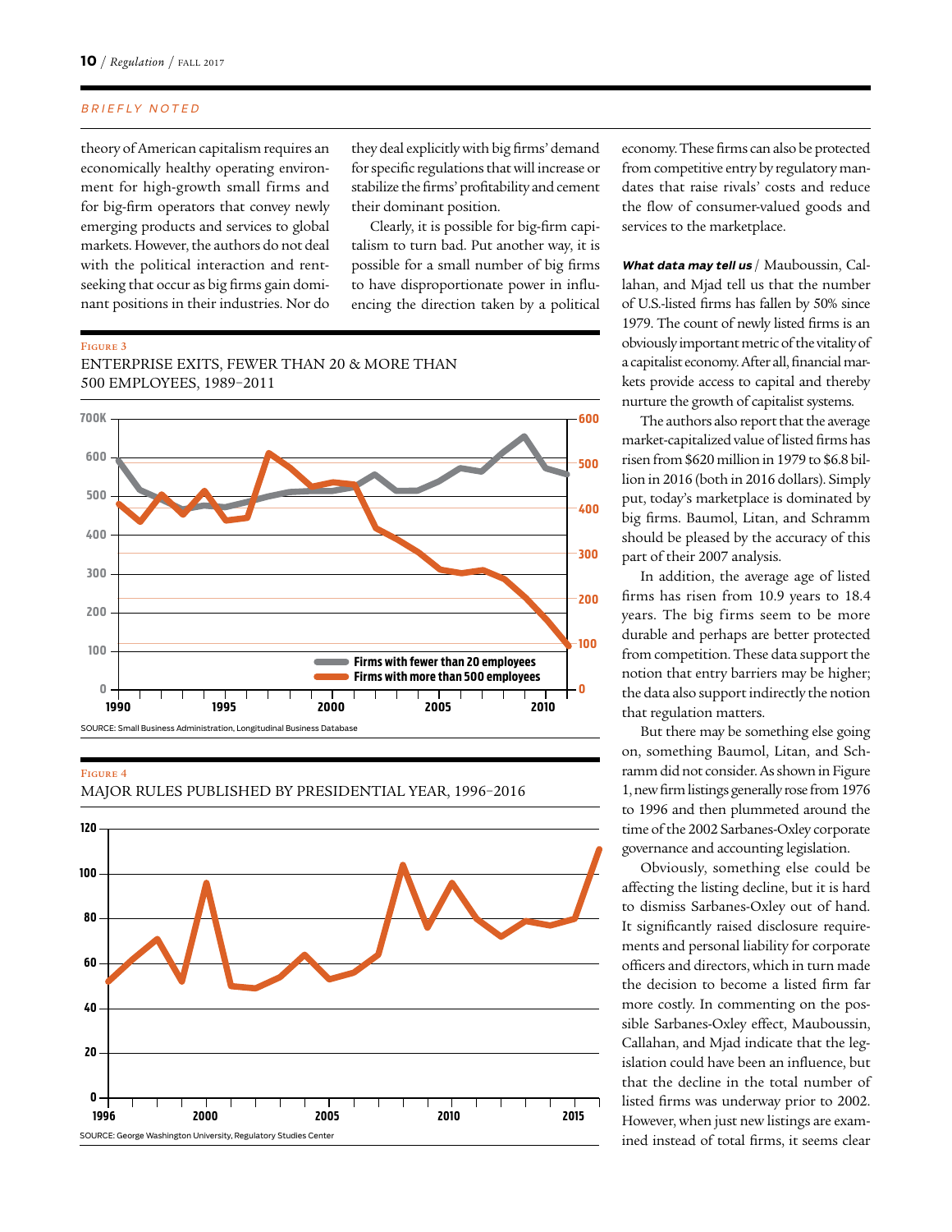BRIEFLY NOTED

theory of American capitalism requires an economically healthy operating environment for high-growth small firms and for big-firm operators that convey newly emerging products and services to global markets. However, the authors do not deal with the political interaction and rent-seeking that occur as big firms gain dominant positions in their industries. Nor do they deal explicitly with big firms' demand for specific regulations that will increase or stabilize the firms' profitability and cement their dominant position.

Clearly, it is possible for big-firm capitalism to turn bad. Put another way, it is possible for a small number of big firms to have disproportionate power in influencing the direction taken by a political economy. These firms can also be protected from competitive entry by regulatory mandates that raise rivals' costs and reduce the flow of consumer-valued goods and services to the marketplace.

Figure 3

ENTERPRISE EXITS, FEWER THAN 20 & MORE THAN 500 EMPLOYEES, 1989–2011

SOURCE: Small Business Administration, Longitudinal Business Database

Figure 4

MAJOR RULES PUBLISHED BY PRESIDENTIAL YEAR, 1996–2016

SOURCE: George Washington University, Regulatory Studies Center

***What data may tell us*** / Mauboussin, Callahan, and Mjad tell us that the number of U.S.-listed firms has fallen by 50% since 1979. The count of newly listed firms is an obviously important metric of the vitality of a capitalist economy. After all, financial markets provide access to capital and thereby nurture the growth of capitalist systems.

The authors also report that the average market-capitalized value of listed firms has risen from $620 million in 1979 to $6.8 billion in 2016 (both in 2016 dollars). Simply put, today's marketplace is dominated by big firms. Baumol, Litan, and Schramm should be pleased by the accuracy of this part of their 2007 analysis.

In addition, the average age of listed firms has risen from 10.9 years to 18.4 years. The big firms seem to be more durable and perhaps are better protected from competition. These data support the notion that entry barriers may be higher; the data also support indirectly the notion that regulation matters.

But there may be something else going on, something Baumol, Litan, and Schramm did not consider. As shown in Figure 1, new firm listings generally rose from 1976 to 1996 and then plummeted around the time of the 2002 Sarbanes-Oxley corporate governance and accounting legislation.

Obviously, something else could be affecting the listing decline, but it is hard to dismiss Sarbanes-Oxley out of hand. It significantly raised disclosure requirements and personal liability for corporate officers and directors, which in turn made the decision to become a listed firm far more costly. In commenting on the possible Sarbanes-Oxley effect, Mauboussin, Callahan, and Mjad indicate that the legislation could have been an influence, but that the decline in the total number of listed firms was underway prior to 2002. However, when just new listings are examined instead of total firms, it seems clear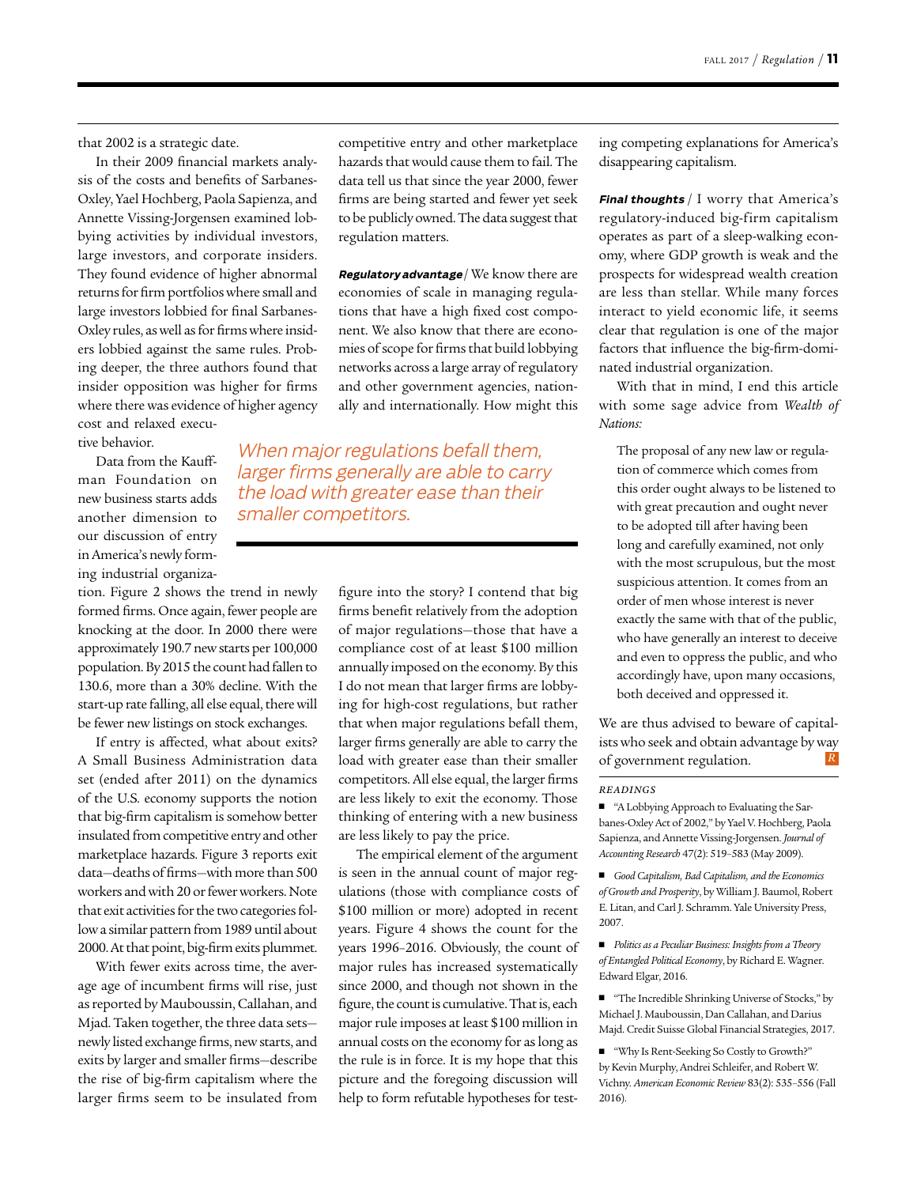that 2002 is a strategic date.

In their 2009 financial markets analysis of the costs and benefits of Sarbanes-Oxley, Yael Hochberg, Paola Sapienza, and Annette Vissing-Jorgensen examined lobbying activities by individual investors, large investors, and corporate insiders. They found evidence of higher abnormal returns for firm portfolios where small and large investors lobbied for final Sarbanes-Oxley rules, as well as for firms where insiders lobbied against the same rules. Probing deeper, the three authors found that insider opposition was higher for firms where there was evidence of higher agency cost and relaxed executive behavior.

Data from the Kauffman Foundation on new business starts adds another dimension to our discussion of entry in America's newly forming industrial organization. Figure 2 shows the trend in newly formed firms. Once again, fewer people are knocking at the door. In 2000 there were approximately 190.7 new starts per 100,000 population. By 2015 the count had fallen to 130.6, more than a 30% decline. With the start-up rate falling, all else equal, there will be fewer new listings on stock exchanges.

If entry is affected, what about exits? A Small Business Administration data set (ended after 2011) on the dynamics of the U.S. economy supports the notion that big-firm capitalism is somehow better insulated from competitive entry and other marketplace hazards. Figure 3 reports exit data—deaths of firms—with more than 500 workers and with 20 or fewer workers. Note that exit activities for the two categories follow a similar pattern from 1989 until about 2000. At that point, big-firm exits plummet.

With fewer exits across time, the average age of incumbent firms will rise, just as reported by Mauboussin, Callahan, and Mjad. Taken together, the three data sets—newly listed exchange firms, new starts, and exits by larger and smaller firms—describe the rise of big-firm capitalism where the larger firms seem to be insulated from competitive entry and other marketplace hazards that would cause them to fail. The data tell us that since the year 2000, fewer firms are being started and fewer yet seek to be publicly owned. The data suggest that regulation matters.

***Regulatory advantage*** / We know there are economies of scale in managing regulations that have a high fixed cost component. We also know that there are economies of scope for firms that build lobbying networks across a large array of regulatory and other government agencies, nationally and internationally. How might this figure into the story? I contend that big firms benefit relatively from the adoption of major regulations—those that have a compliance cost of at least $100 million annually imposed on the economy. By this I do not mean that larger firms are lobbying for high-cost regulations, but rather that when major regulations befall them, larger firms generally are able to carry the load with greater ease than their smaller competitors. All else equal, the larger firms are less likely to exit the economy. Those thinking of entering with a new business are less likely to pay the price.

*When major regulations befall them, larger firms generally are able to carry the load with greater ease than their smaller competitors.*

The empirical element of the argument is seen in the annual count of major regulations (those with compliance costs of $100 million or more) adopted in recent years. Figure 4 shows the count for the years 1996–2016. Obviously, the count of major rules has increased systematically since 2000, and though not shown in the figure, the count is cumulative. That is, each major rule imposes at least $100 million in annual costs on the economy for as long as the rule is in force. It is my hope that this picture and the foregoing discussion will help to form refutable hypotheses for testing competing explanations for America's disappearing capitalism.

***Final thoughts*** / I worry that America's regulatory-induced big-firm capitalism operates as part of a sleep-walking economy, where GDP growth is weak and the prospects for widespread wealth creation are less than stellar. While many forces interact to yield economic life, it seems clear that regulation is one of the major factors that influence the big-firm-dominated industrial organization.

With that in mind, I end this article with some sage advice from *Wealth of Nations:*

> The proposal of any new law or regulation of commerce which comes from this order ought always to be listened to with great precaution and ought never to be adopted till after having been long and carefully examined, not only with the most scrupulous, but the most suspicious attention. It comes from an order of men whose interest is never exactly the same with that of the public, who have generally an interest to deceive and even to oppress the public, and who accordingly have, upon many occasions, both deceived and oppressed it.

We are thus advised to beware of capitalists who seek and obtain advantage by way of government regulation.

### READINGS

- "A Lobbying Approach to Evaluating the Sarbanes-Oxley Act of 2002," by Yael V. Hochberg, Paola Sapienza, and Annette Vissing-Jorgensen. *Journal of Accounting Research* 47(2): 519–583 (May 2009).
- *Good Capitalism, Bad Capitalism, and the Economics of Growth and Prosperity*, by William J. Baumol, Robert E. Litan, and Carl J. Schramm. Yale University Press, 2007.
- *Politics as a Peculiar Business: Insights from a Theory of Entangled Political Economy*, by Richard E. Wagner. Edward Elgar, 2016.
- "The Incredible Shrinking Universe of Stocks," by Michael J. Mauboussin, Dan Callahan, and Darius Majd. Credit Suisse Global Financial Strategies, 2017.
- "Why Is Rent-Seeking So Costly to Growth?" by Kevin Murphy, Andrei Schleifer, and Robert W. Vichny. *American Economic Review* 83(2): 535–556 (Fall 2016).